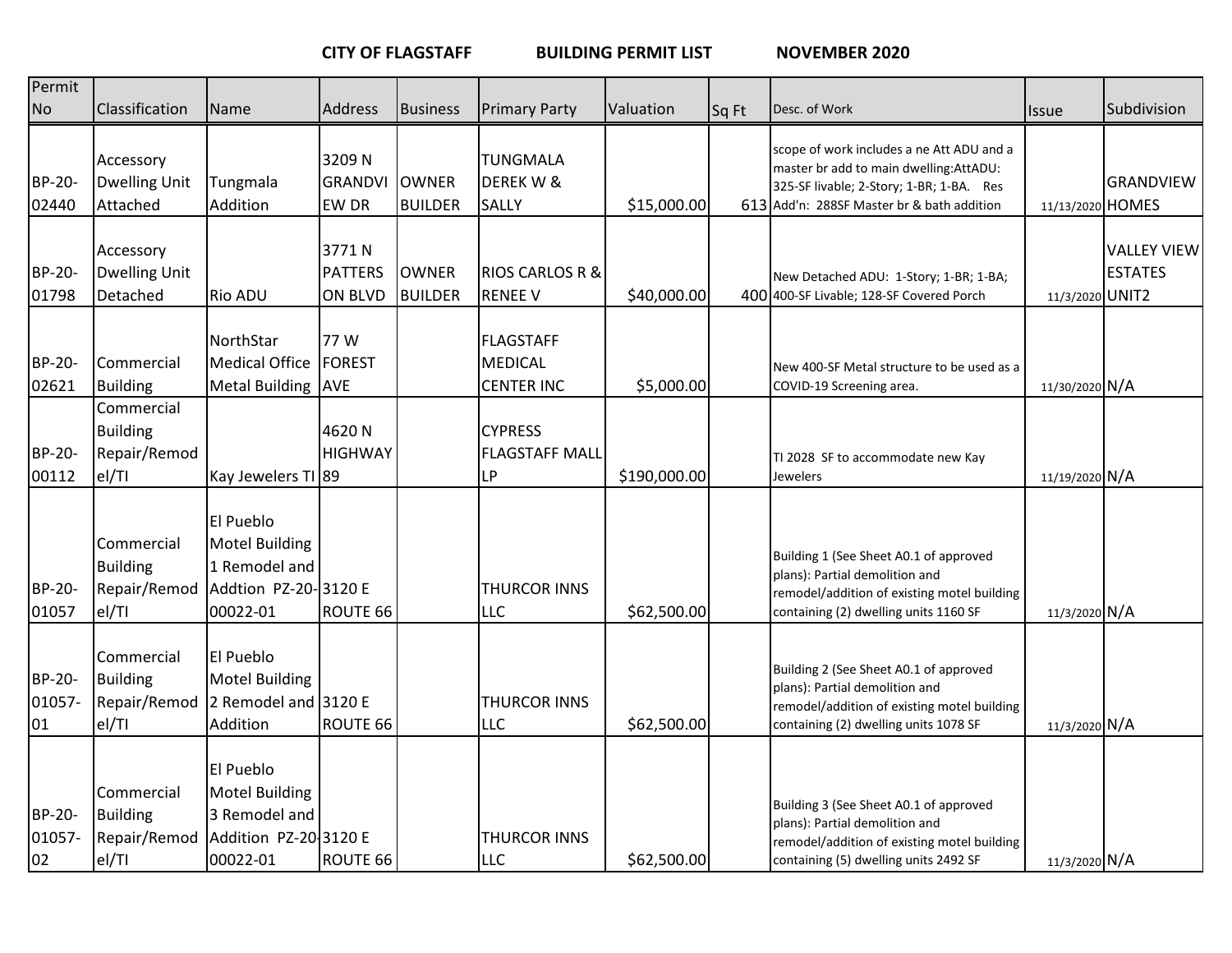**CITY OF FLAGSTAFF** **BUILDING PERMIT LIST** **NOVEMBER 2020**

| Permit No | Classification | Name | Address | Business | Primary Party | Valuation | Sq Ft | Desc. of Work | Issue | Subdivision |
|---|---|---|---|---|---|---|---|---|---|---|
| BP-20-02440 | Accessory Dwelling Unit Attached | Tungmala Addition | 3209 N GRANDVIEW DR | OWNER BUILDER | TUNGMALA DEREK W & SALLY | $15,000.00 | 613 | scope of work includes a ne Att ADU and a master br add to main dwelling:AttADU: 325-SF livable; 2-Story; 1-BR; 1-BA. Res Add'n: 288SF Master br & bath addition | 11/13/2020 | GRANDVIEW HOMES |
| BP-20-01798 | Accessory Dwelling Unit Detached | Rio ADU | 3771 N PATTERSON BLVD | OWNER BUILDER | RIOS CARLOS R & RENEE V | $40,000.00 | 400 | New Detached ADU: 1-Story; 1-BR; 1-BA; 400-SF Livable; 128-SF Covered Porch | 11/3/2020 | VALLEY VIEW ESTATES UNIT2 |
| BP-20-02621 | Commercial Building | NorthStar Medical Office Metal Building | 77 W FOREST AVE | | FLAGSTAFF MEDICAL CENTER INC | $5,000.00 | | New 400-SF Metal structure to be used as a COVID-19 Screening area. | 11/30/2020 | N/A |
| BP-20-00112 | Commercial Building Repair/Remodel/TI | Kay Jewelers TI | 4620 N HIGHWAY 89 | | CYPRESS FLAGSTAFF MALL LP | $190,000.00 | | TI 2028 SF to accommodate new Kay Jewelers | 11/19/2020 | N/A |
| BP-20-01057 | Commercial Building Repair/Remodel/TI | El Pueblo Motel Building 1 Remodel and Addtion PZ-20-00022-01 | 3120 E ROUTE 66 | | THURCOR INNS LLC | $62,500.00 | | Building 1 (See Sheet A0.1 of approved plans): Partial demolition and remodel/addition of existing motel building containing (2) dwelling units 1160 SF | 11/3/2020 | N/A |
| BP-20-01057-01 | Commercial Building Repair/Remodel/TI | El Pueblo Motel Building 2 Remodel and Addition | 3120 E ROUTE 66 | | THURCOR INNS LLC | $62,500.00 | | Building 2 (See Sheet A0.1 of approved plans): Partial demolition and remodel/addition of existing motel building containing (2) dwelling units 1078 SF | 11/3/2020 | N/A |
| BP-20-01057-02 | Commercial Building Repair/Remodel/TI | El Pueblo Motel Building 3 Remodel and Addition PZ-20-00022-01 | 3120 E ROUTE 66 | | THURCOR INNS LLC | $62,500.00 | | Building 3 (See Sheet A0.1 of approved plans): Partial demolition and remodel/addition of existing motel building containing (5) dwelling units 2492 SF | 11/3/2020 | N/A |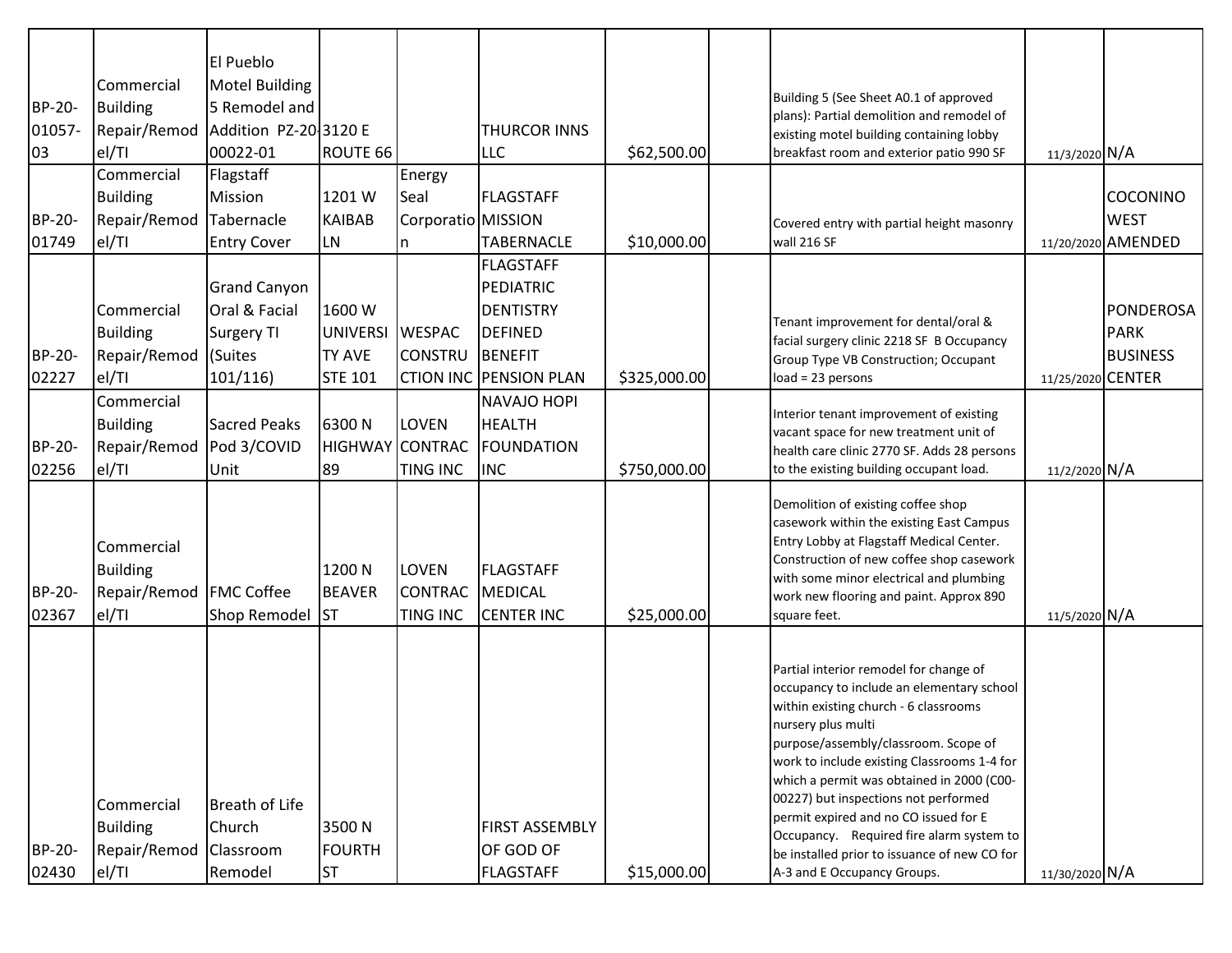| BP-20-01057-03 | Commercial Building Repair/Remodel/TI | El Pueblo Motel Building 5 Remodel and Addition PZ-20-00022-01 | 3120 E ROUTE 66 | | THURCOR INNS LLC | $62,500.00 | | Building 5 (See Sheet A0.1 of approved plans): Partial demolition and remodel of existing motel building containing lobby breakfast room and exterior patio 990 SF | 11/3/2020 | N/A |
|---|---|---|---|---|---|---|---|---|---|---|
| BP-20-01749 | Commercial Building Repair/Remodel/TI | Flagstaff Mission Tabernacle Entry Cover | 1201 W KAIBAB LN | Energy Seal Corporation | FLAGSTAFF MISSION TABERNACLE | $10,000.00 | | Covered entry with partial height masonry wall 216 SF | 11/20/2020 | COCONINO WEST AMENDED |
| BP-20-02227 | Commercial Building Repair/Remodel/TI | Grand Canyon Oral & Facial Surgery TI (Suites 101/116) | 1600 W UNIVERSITY AVE STE 101 | WESPAC CONSTRUCTION INC | FLAGSTAFF PEDIATRIC DENTISTRY DEFINED BENEFIT PENSION PLAN | $325,000.00 | | Tenant improvement for dental/oral & facial surgery clinic 2218 SF B Occupancy Group Type VB Construction; Occupant load = 23 persons | 11/25/2020 | PONDEROSA PARK BUSINESS CENTER |
| BP-20-02256 | Commercial Building Repair/Remodel/TI | Sacred Peaks Pod 3/COVID Unit | 6300 N HIGHWAY 89 | LOVEN CONTRACTING INC | NAVAJO HOPI HEALTH FOUNDATION INC | $750,000.00 | | Interior tenant improvement of existing vacant space for new treatment unit of health care clinic 2770 SF. Adds 28 persons to the existing building occupant load. | 11/2/2020 | N/A |
| BP-20-02367 | Commercial Building Repair/Remodel/TI | FMC Coffee Shop Remodel | 1200 N BEAVER ST | LOVEN CONTRACTING INC | FLAGSTAFF MEDICAL CENTER INC | $25,000.00 | | Demolition of existing coffee shop casework within the existing East Campus Entry Lobby at Flagstaff Medical Center. Construction of new coffee shop casework with some minor electrical and plumbing work new flooring and paint. Approx 890 square feet. | 11/5/2020 | N/A |
| BP-20-02430 | Commercial Building Repair/Remodel/TI | Breath of Life Church Classroom Remodel | 3500 N FOURTH ST | | FIRST ASSEMBLY OF GOD OF FLAGSTAFF | $15,000.00 | | Partial interior remodel for change of occupancy to include an elementary school within existing church - 6 classrooms nursery plus multi purpose/assembly/classroom. Scope of work to include existing Classrooms 1-4 for which a permit was obtained in 2000 (C00-00227) but inspections not performed permit expired and no CO issued for E Occupancy. Required fire alarm system to be installed prior to issuance of new CO for A-3 and E Occupancy Groups. | 11/30/2020 | N/A |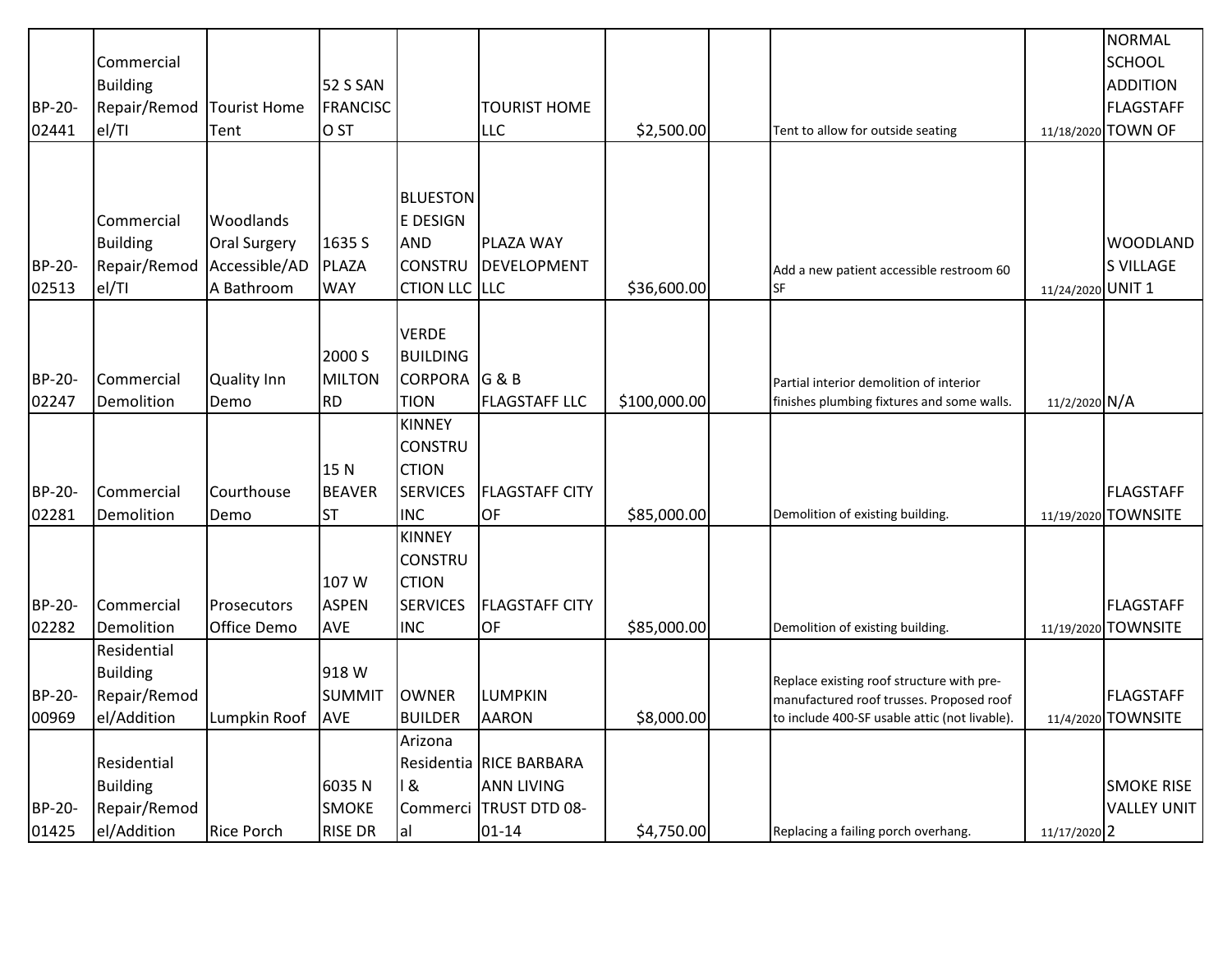| BP-20-02441 | Commercial Building Repair/Remodel/TI | Tourist Home Tent | 52 S SAN FRANCISCO ST | | TOURIST HOME LLC | $2,500.00 | | Tent to allow for outside seating | 11/18/2020 | NORMAL SCHOOL ADDITION FLAGSTAFF TOWN OF |
|---|---|---|---|---|---|---|---|---|---|---|
| BP-20-02513 | Commercial Building Repair/Remodel/TI | Woodlands Oral Surgery Accessible/ADA Bathroom | 1635 S PLAZA WAY | BLUESTONE DESIGN AND CONSTRUCTION LLC | PLAZA WAY DEVELOPMENT LLC | $36,600.00 | | Add a new patient accessible restroom 60 SF | 11/24/2020 | WOODLANDS VILLAGE UNIT 1 |
| BP-20-02247 | Commercial Demolition | Quality Inn Demo | 2000 S MILTON RD | VERDE BUILDING CORPORATION | G & B FLAGSTAFF LLC | $100,000.00 | | Partial interior demolition of interior finishes plumbing fixtures and some walls. | 11/2/2020 | N/A |
| BP-20-02281 | Commercial Demolition | Courthouse Demo | 15 N BEAVER ST | KINNEY CONSTRUCTION SERVICES INC | FLAGSTAFF CITY OF | $85,000.00 | | Demolition of existing building. | 11/19/2020 | FLAGSTAFF TOWNSITE |
| BP-20-02282 | Commercial Demolition | Prosecutors Office Demo | 107 W ASPEN AVE | KINNEY CONSTRUCTION SERVICES INC | FLAGSTAFF CITY OF | $85,000.00 | | Demolition of existing building. | 11/19/2020 | FLAGSTAFF TOWNSITE |
| BP-20-00969 | Residential Building Repair/Remodel/Addition | Lumpkin Roof | 918 W SUMMIT AVE | OWNER BUILDER | LUMPKIN AARON | $8,000.00 | | Replace existing roof structure with pre-manufactured roof trusses. Proposed roof to include 400-SF usable attic (not livable). | 11/4/2020 | FLAGSTAFF TOWNSITE |
| BP-20-01425 | Residential Building Repair/Remodel/Addition | Rice Porch | 6035 N SMOKE RISE DR | Arizona Residential & Commercial | RICE BARBARA ANN LIVING TRUST DTD 08-01-14 | $4,750.00 | | Replacing a failing porch overhang. | 11/17/2020 | SMOKE RISE VALLEY UNIT 2 |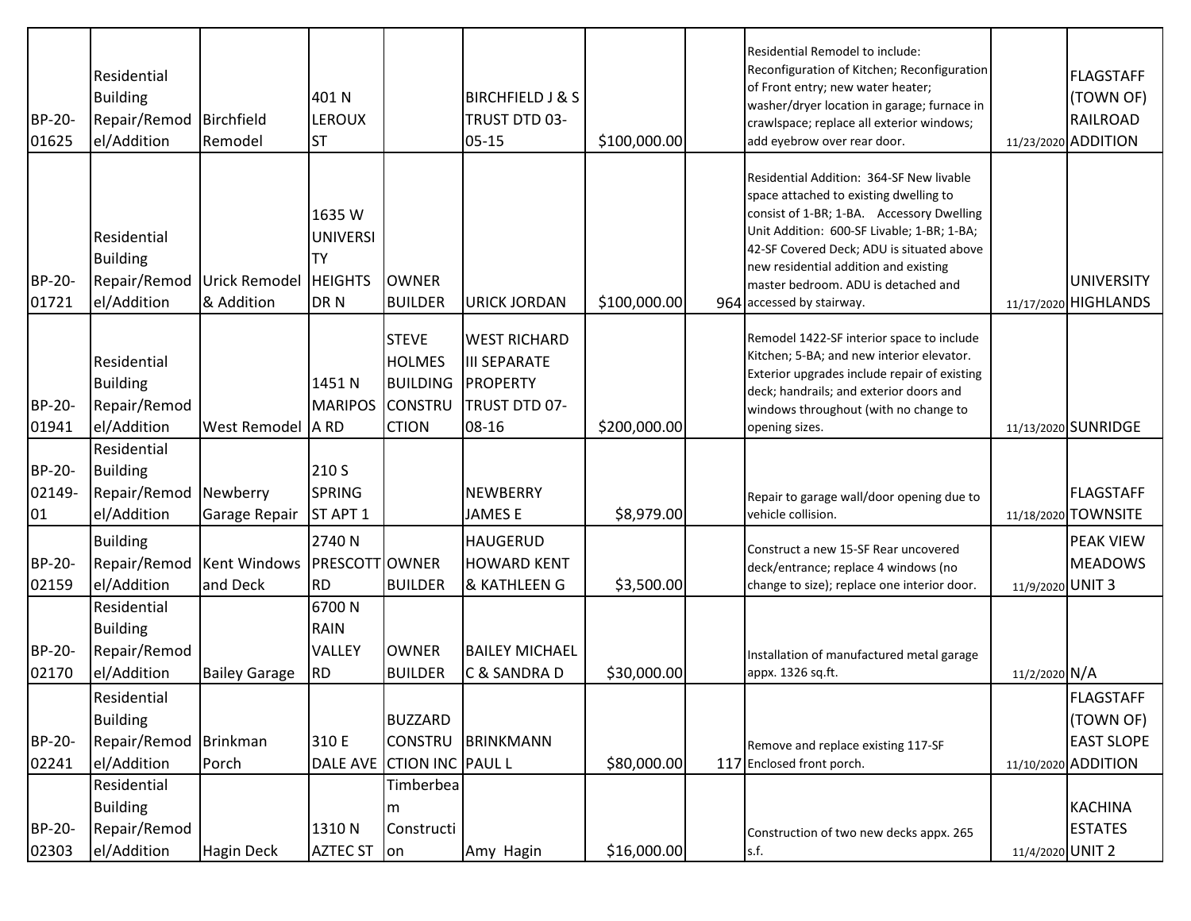|  |  |  |  |  |  |  |  |  |  |  |
|---|---|---|---|---|---|---|---|---|---|---|
| BP-20-01625 | Residential Building Repair/Remodel/Addition | Birchfield Remodel | 401 N LEROUX ST |  | BIRCHFIELD J & S TRUST DTD 03-05-15 | $100,000.00 |  | Residential Remodel to include: Reconfiguration of Kitchen; Reconfiguration of Front entry; new water heater; washer/dryer location in garage; furnace in crawlspace; replace all exterior windows; add eyebrow over rear door. | 11/23/2020 | FLAGSTAFF (TOWN OF) RAILROAD ADDITION |
| BP-20-01721 | Residential Building Repair/Remodel/Addition | Urick Remodel & Addition | 1635 W UNIVERSITY HEIGHTS DR N | OWNER BUILDER | URICK JORDAN | $100,000.00 | 964 | Residential Addition: 364-SF New livable space attached to existing dwelling to consist of 1-BR; 1-BA. Accessory Dwelling Unit Addition: 600-SF Livable; 1-BR; 1-BA; 42-SF Covered Deck; ADU is situated above new residential addition and existing master bedroom. ADU is detached and accessed by stairway. | 11/17/2020 | UNIVERSITY HIGHLANDS |
| BP-20-01941 | Residential Building Repair/Remodel/Addition | West Remodel | 1451 N MARIPOSA RD | STEVE HOLMES BUILDING CONSTRUCTION | WEST RICHARD III SEPARATE PROPERTY TRUST DTD 07-08-16 | $200,000.00 |  | Remodel 1422-SF interior space to include Kitchen; 5-BA; and new interior elevator. Exterior upgrades include repair of existing deck; handrails; and exterior doors and windows throughout (with no change to opening sizes. | 11/13/2020 | SUNRIDGE |
| BP-20-02149-01 | Residential Building Repair/Remodel/Addition | Newberry Garage Repair | 210 S SPRING ST APT 1 |  | NEWBERRY JAMES E | $8,979.00 |  | Repair to garage wall/door opening due to vehicle collision. | 11/18/2020 | FLAGSTAFF TOWNSITE |
| BP-20-02159 | Building Repair/Remodel/Addition | Kent Windows and Deck | 2740 N PRESCOTT RD | OWNER BUILDER | HAUGERUD HOWARD KENT & KATHLEEN G | $3,500.00 |  | Construct a new 15-SF Rear uncovered deck/entrance; replace 4 windows (no change to size); replace one interior door. | 11/9/2020 | PEAK VIEW MEADOWS UNIT 3 |
| BP-20-02170 | Residential Building Repair/Remodel/Addition | Bailey Garage | 6700 N RAIN VALLEY RD | OWNER BUILDER | BAILEY MICHAEL C & SANDRA D | $30,000.00 |  | Installation of manufactured metal garage appx. 1326 sq.ft. | 11/2/2020 | N/A |
| BP-20-02241 | Residential Building Repair/Remodel/Addition | Brinkman Porch | 310 E DALE AVE | BUZZARD CONSTRUCTION INC | BRINKMANN PAUL L | $80,000.00 | 117 | Remove and replace existing 117-SF Enclosed front porch. | 11/10/2020 | FLAGSTAFF (TOWN OF) EAST SLOPE ADDITION |
| BP-20-02303 | Residential Building Repair/Remodel/Addition | Hagin Deck | 1310 N AZTEC ST | Timberbeam Construction | Amy Hagin | $16,000.00 |  | Construction of two new decks appx. 265 s.f. | 11/4/2020 | KACHINA ESTATES UNIT 2 |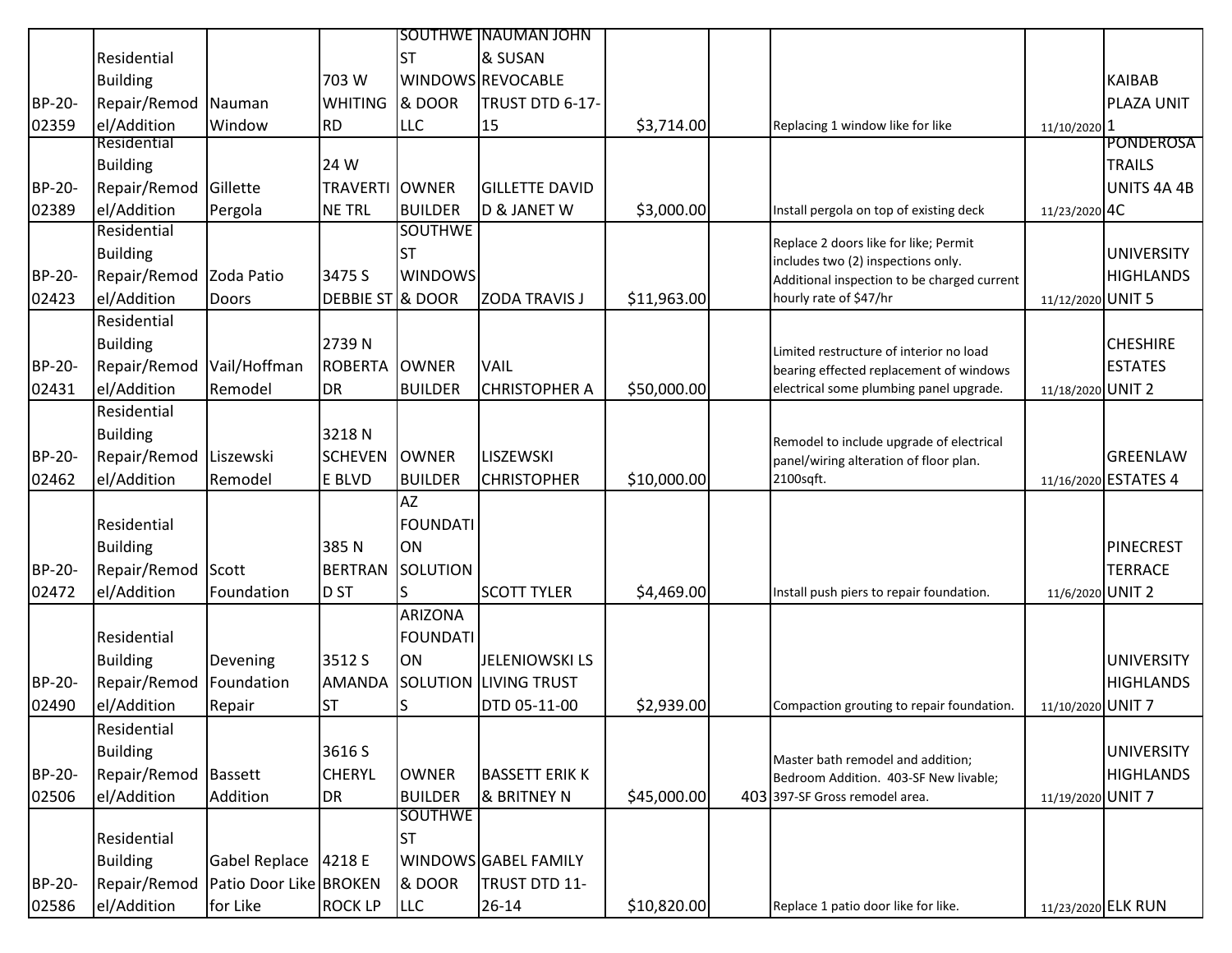| | | | | | | | | | | |
|---|---|---|---|---|---|---|---|---|---|---|
| BP-20-02359 | Residential Building Repair/Remodel/Addition | Nauman Window | 703 W WHITING RD | SOUTHWEST WINDOWS & DOOR LLC | NAUMAN JOHN & SUSAN REVOCABLE TRUST DTD 6-17-15 | $3,714.00 | | Replacing 1 window like for like | 11/10/2020 | KAIBAB PLAZA UNIT 1 |
| BP-20-02389 | Residential Building Repair/Remodel/Addition | Gillette Pergola | 24 W TRAVERTINE TRL | OWNER BUILDER | GILLETTE DAVID D & JANET W | $3,000.00 | | Install pergola on top of existing deck | 11/23/2020 | PONDEROSA TRAILS UNITS 4A 4B 4C |
| BP-20-02423 | Residential Building Repair/Remodel/Addition | Zoda Patio Doors | 3475 S DEBBIE ST | SOUTHWEST WINDOWS & DOOR | ZODA TRAVIS J | $11,963.00 | | Replace 2 doors like for like; Permit includes two (2) inspections only. Additional inspection to be charged current hourly rate of $47/hr | 11/12/2020 | UNIVERSITY HIGHLANDS UNIT 5 |
| BP-20-02431 | Residential Building Repair/Remodel/Addition | Vail/Hoffman Remodel | 2739 N ROBERTA DR | OWNER BUILDER | VAIL CHRISTOPHER A | $50,000.00 | | Limited restructure of interior no load bearing effected replacement of windows electrical some plumbing panel upgrade. | 11/18/2020 | CHESHIRE ESTATES UNIT 2 |
| BP-20-02462 | Residential Building Repair/Remodel/Addition | Liszewski Remodel | 3218 N SCHEVENE BLVD | OWNER BUILDER | LISZEWSKI CHRISTOPHER | $10,000.00 | | Remodel to include upgrade of electrical panel/wiring alteration of floor plan. 2100sqft. | 11/16/2020 | GREENLAW ESTATES 4 |
| BP-20-02472 | Residential Building Repair/Remodel/Addition | Scott Foundation | 385 N BERTRAND ST | AZ FOUNDATION SOLUTIONS | SCOTT TYLER | $4,469.00 | | Install push piers to repair foundation. | 11/6/2020 | PINECREST TERRACE UNIT 2 |
| BP-20-02490 | Residential Building Repair/Remodel/Addition | Devening Foundation Repair | 3512 S AMANDA ST | ARIZONA FOUNDATION SOLUTIONS | JELENIOWSKI LS LIVING TRUST DTD 05-11-00 | $2,939.00 | | Compaction grouting to repair foundation. | 11/10/2020 | UNIVERSITY HIGHLANDS UNIT 7 |
| BP-20-02506 | Residential Building Repair/Remodel/Addition | Bassett Addition | 3616 S CHERYL DR | OWNER BUILDER | BASSETT ERIK K & BRITNEY N | $45,000.00 | 403 | Master bath remodel and addition; Bedroom Addition. 403-SF New livable; 397-SF Gross remodel area. | 11/19/2020 | UNIVERSITY HIGHLANDS UNIT 7 |
| BP-20-02586 | Residential Building Repair/Remodel/Addition | Gabel Replace Patio Door Like for Like | 4218 E BROKEN ROCK LP | SOUTHWEST WINDOWS & DOOR LLC | GABEL FAMILY TRUST DTD 11-26-14 | $10,820.00 | | Replace 1 patio door like for like. | 11/23/2020 | ELK RUN |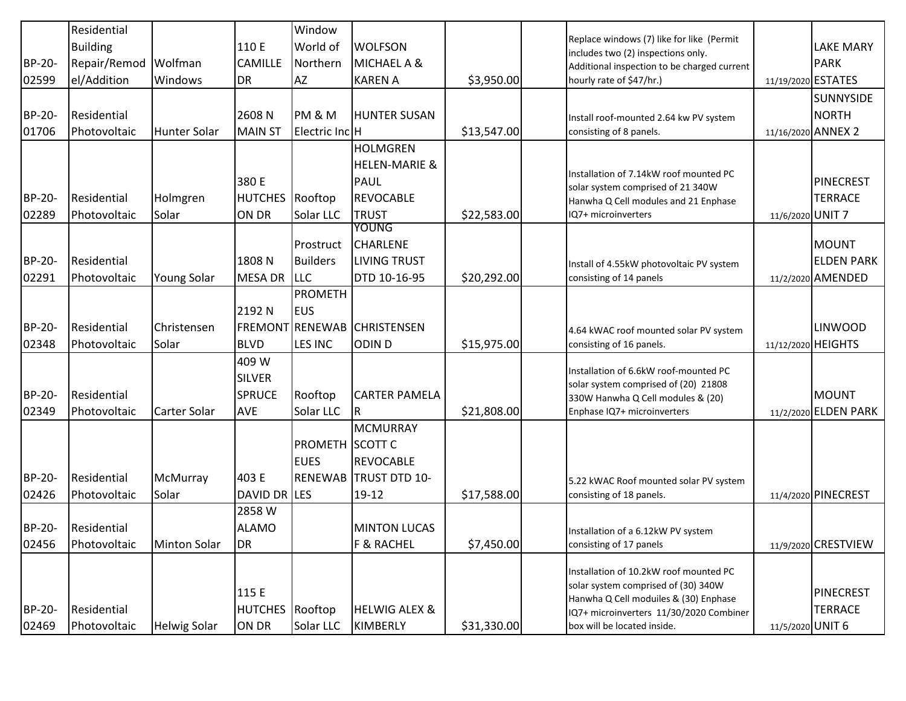| | | | | | | | | | | |
|---|---|---|---|---|---|---|---|---|---|---|
| BP-20-02599 | Residential Building Repair/Remodel/Addition | Wolfman Windows | 110 E CAMILLE DR | Window World of Northern AZ | WOLFSON MICHAEL A & KAREN A | $3,950.00 | | Replace windows (7) like for like (Permit includes two (2) inspections only. Additional inspection to be charged current hourly rate of $47/hr.) | 11/19/2020 | LAKE MARY PARK ESTATES |
| BP-20-01706 | Residential Photovoltaic | Hunter Solar | 2608 N MAIN ST | PM & M Electric Inc | HUNTER SUSAN H | $13,547.00 | | Install roof-mounted 2.64 kw PV system consisting of 8 panels. | 11/16/2020 | SUNNYSIDE NORTH ANNEX 2 |
| BP-20-02289 | Residential Photovoltaic | Holmgren Solar | 380 E HUTCHESON DR | Rooftop Solar LLC | HOLMGREN HELEN-MARIE & PAUL REVOCABLE TRUST | $22,583.00 | | Installation of 7.14kW roof mounted PC solar system comprised of 21 340W Hanwha Q Cell modules and 21 Enphase IQ7+ microinverters | 11/6/2020 | PINECREST TERRACE UNIT 7 |
| BP-20-02291 | Residential Photovoltaic | Young Solar | 1808 N MESA DR | Prostruct Builders LLC | YOUNG CHARLENE LIVING TRUST DTD 10-16-95 | $20,292.00 | | Install of 4.55kW photovoltaic PV system consisting of 14 panels | 11/2/2020 | MOUNT ELDEN PARK AMENDED |
| BP-20-02348 | Residential Photovoltaic | Christensen Solar | 2192 N FREMONT BLVD | PROMETHEUS RENEWABLES INC | CHRISTENSEN ODIN D | $15,975.00 | | 4.64 kWAC roof mounted solar PV system consisting of 16 panels. | 11/12/2020 | LINWOOD HEIGHTS |
| BP-20-02349 | Residential Photovoltaic | Carter Solar | 409 W SILVER SPRUCE AVE | Rooftop Solar LLC | CARTER PAMELA R | $21,808.00 | | Installation of 6.6kW roof-mounted PC solar system comprised of (20) 21808 330W Hanwha Q Cell modules & (20) Enphase IQ7+ microinverters | 11/2/2020 | MOUNT ELDEN PARK |
| BP-20-02426 | Residential Photovoltaic | McMurray Solar | 403 E DAVID DR | PROMETHEUES RENEWABLES | MCMURRAY SCOTT C REVOCABLE TRUST DTD 10-19-12 | $17,588.00 | | 5.22 kWAC Roof mounted solar PV system consisting of 18 panels. | 11/4/2020 | PINECREST |
| BP-20-02456 | Residential Photovoltaic | Minton Solar | 2858 W ALAMO DR | | MINTON LUCAS F & RACHEL | $7,450.00 | | Installation of a 6.12kW PV system consisting of 17 panels | 11/9/2020 | CRESTVIEW |
| BP-20-02469 | Residential Photovoltaic | Helwig Solar | 115 E HUTCHESON DR | Rooftop Solar LLC | HELWIG ALEX & KIMBERLY | $31,330.00 | | Installation of 10.2kW roof mounted PC solar system comprised of (30) 340W Hanwha Q Cell moduiles & (30) Enphase IQ7+ microinverters 11/30/2020 Combiner box will be located inside. | 11/5/2020 | PINECREST TERRACE UNIT 6 |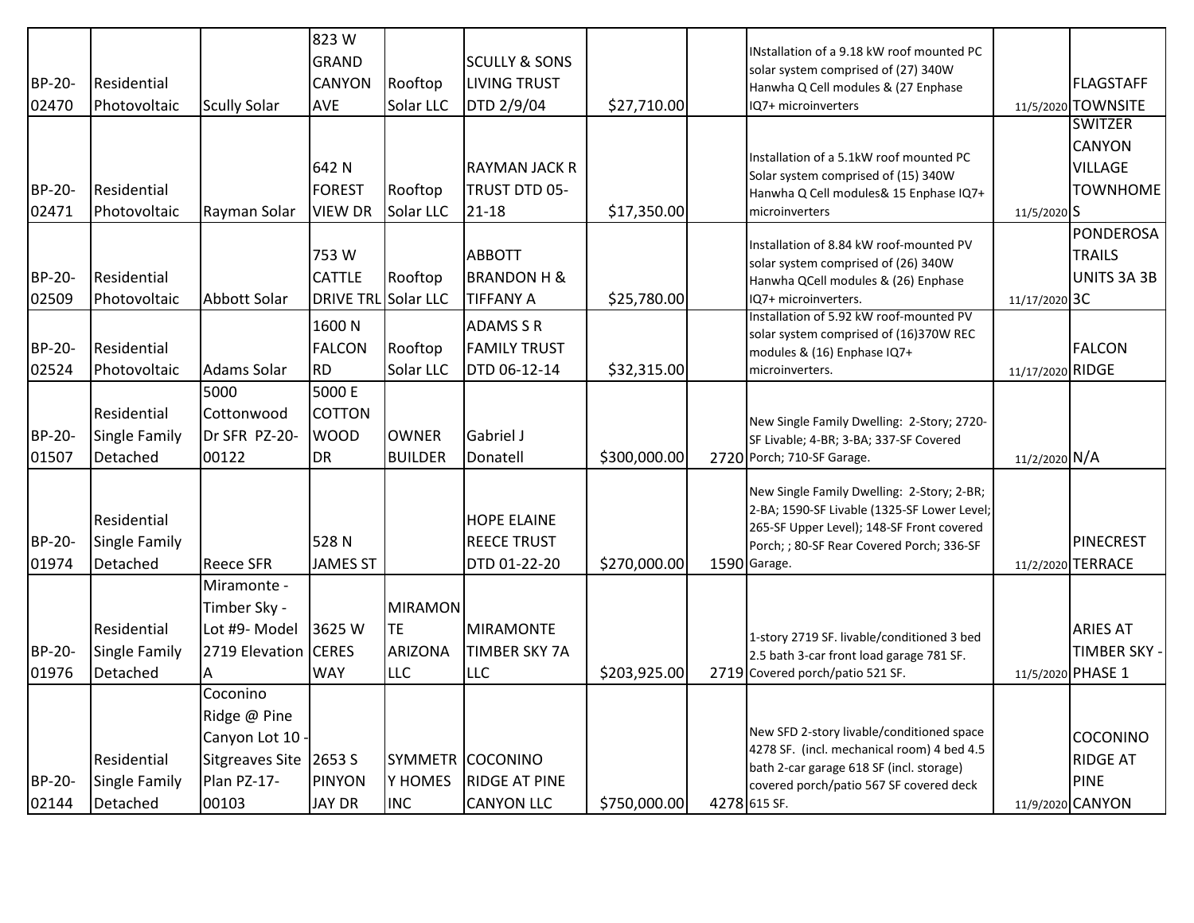| BP-20-02470 | Residential Photovoltaic | Scully Solar | 823 W GRAND CANYON AVE | Rooftop Solar LLC | SCULLY & SONS LIVING TRUST DTD 2/9/04 | $27,710.00 | | INstallation of a 9.18 kW roof mounted PC solar system comprised of (27) 340W Hanwha Q Cell modules & (27 Enphase IQ7+ microinverters | 11/5/2020 | FLAGSTAFF TOWNSITE |
|---|---|---|---|---|---|---|---|---|---|---|
| BP-20-02471 | Residential Photovoltaic | Rayman Solar | 642 N FOREST VIEW DR | Rooftop Solar LLC | RAYMAN JACK R TRUST DTD 05-21-18 | $17,350.00 | | Installation of a 5.1kW roof mounted PC Solar system comprised of (15) 340W Hanwha Q Cell modules& 15 Enphase IQ7+ microinverters | 11/5/2020 | SWITZER CANYON VILLAGE TOWNHOMES |
| BP-20-02509 | Residential Photovoltaic | Abbott Solar | 753 W CATTLE DRIVE TRL | Rooftop Solar LLC | ABBOTT BRANDON H & TIFFANY A | $25,780.00 | | Installation of 8.84 kW roof-mounted PV solar system comprised of (26) 340W Hanwha QCell modules & (26) Enphase IQ7+ microinverters. | 11/17/2020 | PONDEROSA TRAILS UNITS 3A 3B 3C |
| BP-20-02524 | Residential Photovoltaic | Adams Solar | 1600 N FALCON RD | Rooftop Solar LLC | ADAMS S R FAMILY TRUST DTD 06-12-14 | $32,315.00 | | Installation of 5.92 kW roof-mounted PV solar system comprised of (16)370W REC modules & (16) Enphase IQ7+ microinverters. | 11/17/2020 | FALCON RIDGE |
| BP-20-01507 | Residential Single Family Detached | 5000 Cottonwood Dr SFR PZ-20-00122 | 5000 E COTTON WOOD DR | OWNER BUILDER | Gabriel J Donatell | $300,000.00 | 2720 | New Single Family Dwelling: 2-Story; 2720-SF Livable; 4-BR; 3-BA; 337-SF Covered Porch; 710-SF Garage. | 11/2/2020 | N/A |
| BP-20-01974 | Residential Single Family Detached | Reece SFR | 528 N JAMES ST | | HOPE ELAINE REECE TRUST DTD 01-22-20 | $270,000.00 | 1590 | New Single Family Dwelling: 2-Story; 2-BR; 2-BA; 1590-SF Livable (1325-SF Lower Level; 265-SF Upper Level); 148-SF Front covered Porch; ; 80-SF Rear Covered Porch; 336-SF Garage. | 11/2/2020 | PINECREST TERRACE |
| BP-20-01976 | Residential Single Family Detached | Miramonte - Timber Sky - Lot #9- Model 2719 Elevation A | 3625 W CERES WAY | MIRAMONTE ARIZONA LLC | MIRAMONTE TIMBER SKY 7A LLC | $203,925.00 | 2719 | 1-story 2719 SF. livable/conditioned 3 bed 2.5 bath 3-car front load garage 781 SF. Covered porch/patio 521 SF. | 11/5/2020 | ARIES AT TIMBER SKY - PHASE 1 |
| BP-20-02144 | Residential Single Family Detached | Coconino Ridge @ Pine Canyon Lot 10 - Sitgreaves Site Plan PZ-17-00103 | 2653 S PINYON JAY DR | SYMMETRY HOMES INC | COCONINO RIDGE AT PINE CANYON LLC | $750,000.00 | 4278 | New SFD 2-story livable/conditioned space 4278 SF. (incl. mechanical room) 4 bed 4.5 bath 2-car garage 618 SF (incl. storage) covered porch/patio 567 SF covered deck 615 SF. | 11/9/2020 | COCONINO RIDGE AT PINE CANYON |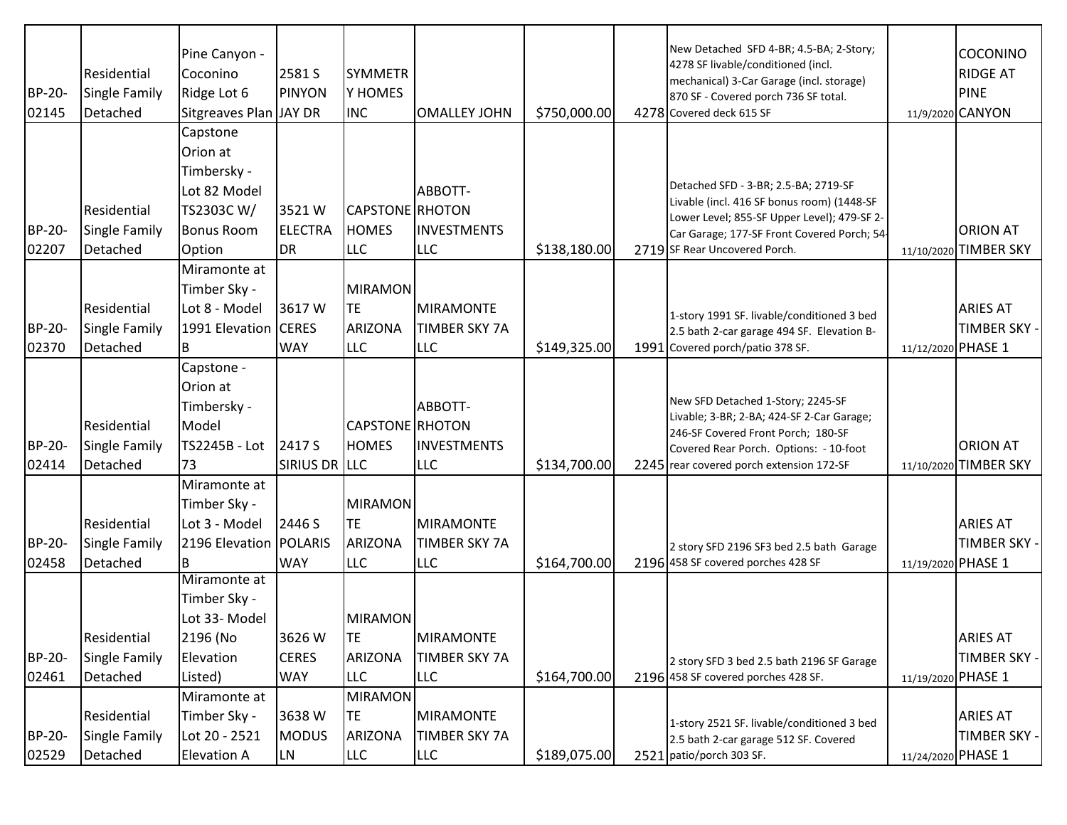| BP-20-02145 | Residential Single Family Detached | Pine Canyon - Coconino Ridge Lot 6 Sitgreaves Plan | 2581 S PINYON JAY DR | SYMMETRY HOMES INC | OMALLEY JOHN | $750,000.00 | 4278 | New Detached SFD 4-BR; 4.5-BA; 2-Story; 4278 SF livable/conditioned (incl. mechanical) 3-Car Garage (incl. storage) 870 SF - Covered porch 736 SF total. Covered deck 615 SF | 11/9/2020 | COCONINO RIDGE AT PINE CANYON |
|---|---|---|---|---|---|---|---|---|---|---|
| BP-20-02207 | Residential Single Family Detached | Capstone Orion at Timbersky - Lot 82 Model TS2303C W/ Bonus Room Option | 3521 W ELECTRA DR | CAPSTONE HOMES LLC | ABBOTT-RHOTON INVESTMENTS LLC | $138,180.00 | 2719 | Detached SFD - 3-BR; 2.5-BA; 2719-SF Livable (incl. 416 SF bonus room) (1448-SF Lower Level; 855-SF Upper Level); 479-SF 2-Car Garage; 177-SF Front Covered Porch; 54-SF Rear Uncovered Porch. | 11/10/2020 | ORION AT TIMBER SKY |
| BP-20-02370 | Residential Single Family Detached | Miramonte at Timber Sky - Lot 8 - Model 1991 Elevation B | 3617 W CERES WAY | MIRAMONTE ARIZONA LLC | MIRAMONTE TIMBER SKY 7A LLC | $149,325.00 | 1991 | 1-story 1991 SF. livable/conditioned 3 bed 2.5 bath 2-car garage 494 SF. Elevation B-Covered porch/patio 378 SF. | 11/12/2020 | ARIES AT TIMBER SKY - PHASE 1 |
| BP-20-02414 | Residential Single Family Detached | Capstone - Orion at Timbersky - Model TS2245B - Lot 73 | 2417 S SIRIUS DR | CAPSTONE HOMES LLC | ABBOTT-RHOTON INVESTMENTS LLC | $134,700.00 | 2245 | New SFD Detached 1-Story; 2245-SF Livable; 3-BR; 2-BA; 424-SF 2-Car Garage; 246-SF Covered Front Porch; 180-SF Covered Rear Porch. Options: - 10-foot rear covered porch extension 172-SF | 11/10/2020 | ORION AT TIMBER SKY |
| BP-20-02458 | Residential Single Family Detached | Miramonte at Timber Sky - Lot 3 - Model 2196 Elevation B | 2446 S POLARIS WAY | MIRAMONTE ARIZONA LLC | MIRAMONTE TIMBER SKY 7A LLC | $164,700.00 | 2196 | 2 story SFD 2196 SF3 bed 2.5 bath Garage 458 SF covered porches 428 SF | 11/19/2020 | ARIES AT TIMBER SKY - PHASE 1 |
| BP-20-02461 | Residential Single Family Detached | Miramonte at Timber Sky - Lot 33- Model 2196 (No Elevation Listed) | 3626 W CERES WAY | MIRAMONTE ARIZONA LLC | MIRAMONTE TIMBER SKY 7A LLC | $164,700.00 | 2196 | 2 story SFD 3 bed 2.5 bath 2196 SF Garage 458 SF covered porches 428 SF. | 11/19/2020 | ARIES AT TIMBER SKY - PHASE 1 |
| BP-20-02529 | Residential Single Family Detached | Miramonte at Timber Sky - Lot 20 - 2521 Elevation A | 3638 W MODUS LN | MIRAMONTE ARIZONA LLC | MIRAMONTE TIMBER SKY 7A LLC | $189,075.00 | 2521 | 1-story 2521 SF. livable/conditioned 3 bed 2.5 bath 2-car garage 512 SF. Covered patio/porch 303 SF. | 11/24/2020 | ARIES AT TIMBER SKY - PHASE 1 |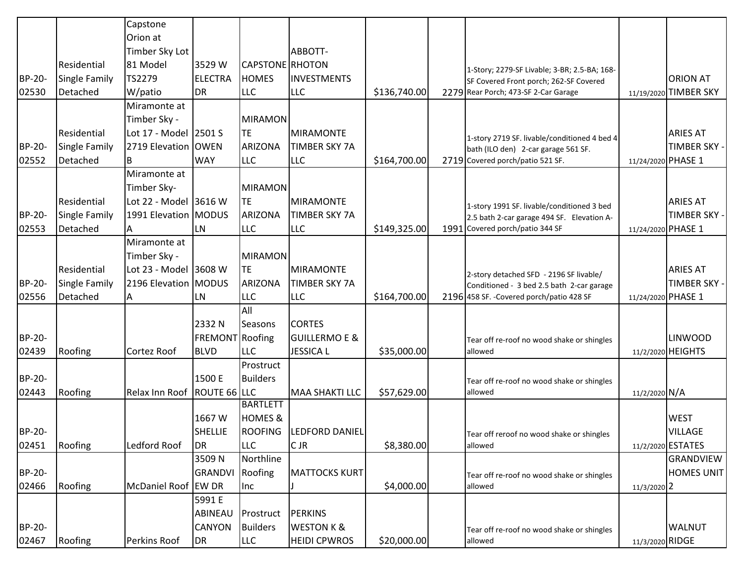| | | | | | | | | | | |
|---|---|---|---|---|---|---|---|---|---|---|
| BP-20-02530 | Residential Single Family Detached | Capstone Orion at Timber Sky Lot 81 Model TS2279 W/patio | 3529 W ELECTRA DR | CAPSTONE HOMES LLC | ABBOTT-RHOTON INVESTMENTS LLC | $136,740.00 | 2279 | 1-Story; 2279-SF Livable; 3-BR; 2.5-BA; 168-SF Covered Front porch; 262-SF Covered Rear Porch; 473-SF 2-Car Garage | 11/19/2020 | ORION AT TIMBER SKY |
| BP-20-02552 | Residential Single Family Detached | Miramonte at Timber Sky - Lot 17 - Model 2719 Elevation B | 2501 S OWEN WAY | MIRAMONTE ARIZONA LLC | MIRAMONTE TIMBER SKY 7A LLC | $164,700.00 | 2719 | 1-story 2719 SF. livable/conditioned 4 bed 4 bath (ILO den) 2-car garage 561 SF. Covered porch/patio 521 SF. | 11/24/2020 | ARIES AT TIMBER SKY - PHASE 1 |
| BP-20-02553 | Residential Single Family Detached | Miramonte at Timber Sky- Lot 22 - Model 1991 Elevation A | 3616 W MODUS LN | MIRAMONTE ARIZONA LLC | MIRAMONTE TIMBER SKY 7A LLC | $149,325.00 | 1991 | 1-story 1991 SF. livable/conditioned 3 bed 2.5 bath 2-car garage 494 SF. Elevation A- Covered porch/patio 344 SF | 11/24/2020 | ARIES AT TIMBER SKY - PHASE 1 |
| BP-20-02556 | Residential Single Family Detached | Miramonte at Timber Sky - Lot 23 - Model 2196 Elevation A | 3608 W MODUS LN | MIRAMONTE ARIZONA LLC | MIRAMONTE TIMBER SKY 7A LLC | $164,700.00 | 2196 | 2-story detached SFD - 2196 SF livable/ Conditioned - 3 bed 2.5 bath 2-car garage 458 SF. -Covered porch/patio 428 SF | 11/24/2020 | ARIES AT TIMBER SKY - PHASE 1 |
| BP-20-02439 | Roofing | Cortez Roof | 2332 N FREMONT BLVD | All Seasons Roofing LLC | CORTES GUILLERMO E & JESSICA L | $35,000.00 | | Tear off re-roof no wood shake or shingles allowed | 11/2/2020 | LINWOOD HEIGHTS |
| BP-20-02443 | Roofing | Relax Inn Roof | 1500 E ROUTE 66 | Prostruct Builders LLC | MAA SHAKTI LLC | $57,629.00 | | Tear off re-roof no wood shake or shingles allowed | 11/2/2020 | N/A |
| BP-20-02451 | Roofing | Ledford Roof | 1667 W SHELLIE DR | BARTLETT HOMES & ROOFING LLC | LEDFORD DANIEL C JR | $8,380.00 | | Tear off reroof no wood shake or shingles allowed | 11/2/2020 | WEST VILLAGE ESTATES |
| BP-20-02466 | Roofing | McDaniel Roof | 3509 N GRANDVIEW DR | Northline Roofing Inc | MATTOCKS KURT J | $4,000.00 | | Tear off re-roof no wood shake or shingles allowed | 11/3/2020 | GRANDVIEW HOMES UNIT 2 |
| BP-20-02467 | Roofing | Perkins Roof | 5991 E ABINEAU CANYON DR | Prostruct Builders LLC | PERKINS WESTON K & HEIDI CPWROS | $20,000.00 | | Tear off re-roof no wood shake or shingles allowed | 11/3/2020 | WALNUT RIDGE |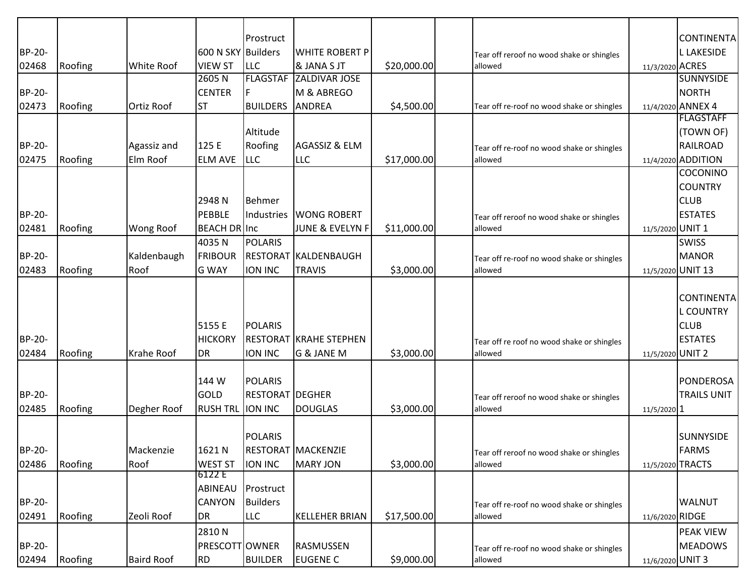| | | | | | | | | | | |
|---|---|---|---|---|---|---|---|---|---|---|
| BP-20-02468 | Roofing | White Roof | 600 N SKY VIEW ST | Prostruct Builders LLC | WHITE ROBERT P & JANA S JT | $20,000.00 | | Tear off reroof no wood shake or shingles allowed | 11/3/2020 | CONTINENTAL LAKESIDE ACRES |
| BP-20-02473 | Roofing | Ortiz Roof | 2605 N CENTER ST | FLAGSTAFF BUILDERS | ZALDIVAR JOSE M & ABREGO ANDREA | $4,500.00 | | Tear off re-roof no wood shake or shingles | 11/4/2020 | SUNNYSIDE NORTH ANNEX 4 |
| BP-20-02475 | Roofing | Agassiz and Elm Roof | 125 E ELM AVE | Altitude Roofing LLC | AGASSIZ & ELM LLC | $17,000.00 | | Tear off re-roof no wood shake or shingles allowed | 11/4/2020 | FLAGSTAFF (TOWN OF) RAILROAD ADDITION |
| BP-20-02481 | Roofing | Wong Roof | 2948 N PEBBLE BEACH DR | Behmer Industries Inc | WONG ROBERT JUNE & EVELYN F | $11,000.00 | | Tear off reroof no wood shake or shingles allowed | 11/5/2020 | COCONINO COUNTRY CLUB ESTATES UNIT 1 |
| BP-20-02483 | Roofing | Kaldenbaugh Roof | 4035 N FRIBOURG WAY | POLARIS RESTORATION INC | KALDENBAUGH TRAVIS | $3,000.00 | | Tear off re-roof no wood shake or shingles allowed | 11/5/2020 | SWISS MANOR UNIT 13 |
| BP-20-02484 | Roofing | Krahe Roof | 5155 E HICKORY DR | POLARIS RESTORATION INC | KRAHE STEPHEN G & JANE M | $3,000.00 | | Tear off re roof no wood shake or shingles allowed | 11/5/2020 | CONTINENTAL COUNTRY CLUB ESTATES UNIT 2 |
| BP-20-02485 | Roofing | Degher Roof | 144 W GOLD RUSH TRL | POLARIS RESTORATION INC | DEGHER DOUGLAS | $3,000.00 | | Tear off reroof no wood shake or shingles allowed | 11/5/2020 | PONDEROSA TRAILS UNIT 1 |
| BP-20-02486 | Roofing | Mackenzie Roof | 1621 N WEST ST | POLARIS RESTORATION INC | MACKENZIE MARY JON | $3,000.00 | | Tear off reroof no wood shake or shingles allowed | 11/5/2020 | SUNNYSIDE FARMS TRACTS |
| BP-20-02491 | Roofing | Zeoli Roof | 6122 E ABINEAU CANYON DR | Prostruct Builders LLC | KELLEHER BRIAN | $17,500.00 | | Tear off re-roof no wood shake or shingles allowed | 11/6/2020 | WALNUT RIDGE |
| BP-20-02494 | Roofing | Baird Roof | 2810 N PRESCOTT RD | OWNER BUILDER | RASMUSSEN EUGENE C | $9,000.00 | | Tear off re-roof no wood shake or shingles allowed | 11/6/2020 | PEAK VIEW MEADOWS UNIT 3 |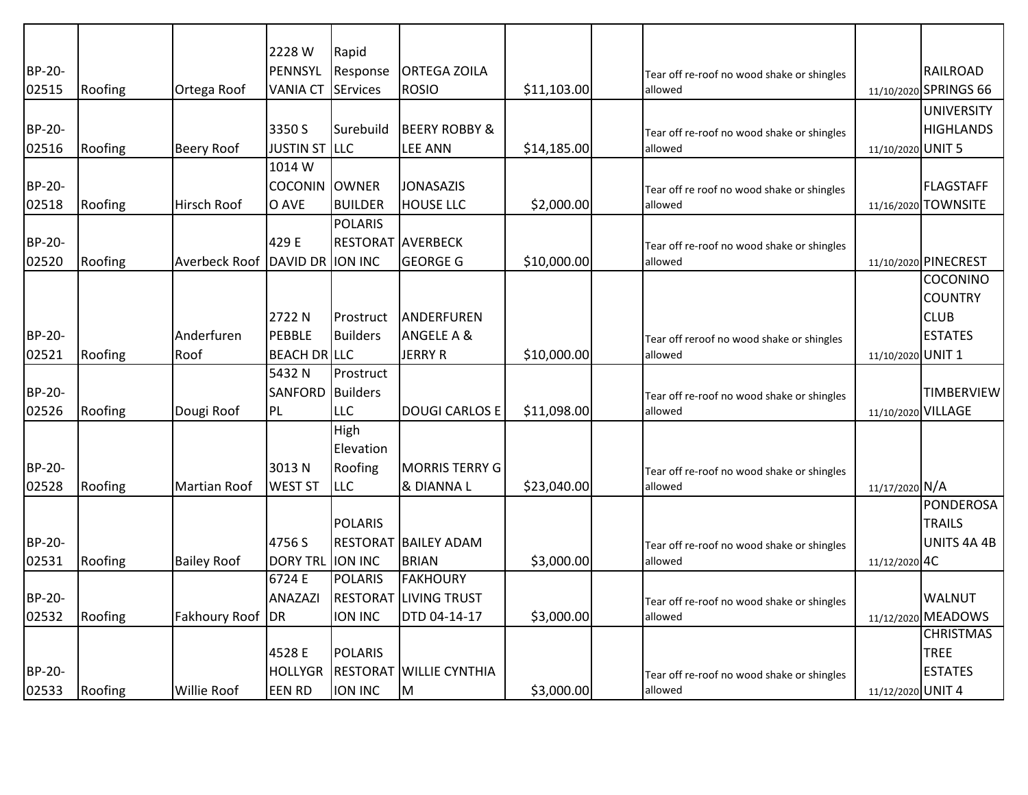| | | | | | | | | | | |
|---|---|---|---|---|---|---|---|---|---|---|
| BP-20-02515 | Roofing | Ortega Roof | 2228 W PENNSYLVANIA CT | Rapid Response SErvices | ORTEGA ZOILA ROSIO | $11,103.00 | | Tear off re-roof no wood shake or shingles allowed | 11/10/2020 | RAILROAD SPRINGS 66 |
| BP-20-02516 | Roofing | Beery Roof | 3350 S JUSTIN ST | Surebuild LLC | BEERY ROBBY & LEE ANN | $14,185.00 | | Tear off re-roof no wood shake or shingles allowed | 11/10/2020 | UNIVERSITY HIGHLANDS UNIT 5 |
| BP-20-02518 | Roofing | Hirsch Roof | 1014 W COCONINO AVE | OWNER BUILDER | JONASAZIS HOUSE LLC | $2,000.00 | | Tear off re roof no wood shake or shingles allowed | 11/16/2020 | FLAGSTAFF TOWNSITE |
| BP-20-02520 | Roofing | Averbeck Roof | 429 E DAVID DR | POLARIS RESTORATION INC | AVERBECK GEORGE G | $10,000.00 | | Tear off re-roof no wood shake or shingles allowed | 11/10/2020 | PINECREST |
| BP-20-02521 | Roofing | Anderfuren Roof | 2722 N PEBBLE BEACH DR | Prostruct Builders LLC | ANDERFUREN ANGELE A & JERRY R | $10,000.00 | | Tear off reroof no wood shake or shingles allowed | 11/10/2020 | COCONINO COUNTRY CLUB ESTATES UNIT 1 |
| BP-20-02526 | Roofing | Dougi Roof | 5432 N SANFORD PL | Prostruct Builders LLC | DOUGI CARLOS E | $11,098.00 | | Tear off re-roof no wood shake or shingles allowed | 11/10/2020 | TIMBERVIEW VILLAGE |
| BP-20-02528 | Roofing | Martian Roof | 3013 N WEST ST | High Elevation Roofing LLC | MORRIS TERRY G & DIANNA L | $23,040.00 | | Tear off re-roof no wood shake or shingles allowed | 11/17/2020 | N/A |
| BP-20-02531 | Roofing | Bailey Roof | 4756 S DORY TRL | POLARIS RESTORATION INC | BAILEY ADAM BRIAN | $3,000.00 | | Tear off re-roof no wood shake or shingles allowed | 11/12/2020 | PONDEROSA TRAILS UNITS 4A 4B 4C |
| BP-20-02532 | Roofing | Fakhoury Roof | 6724 E ANAZAZI DR | POLARIS RESTORATION INC | FAKHOURY LIVING TRUST DTD 04-14-17 | $3,000.00 | | Tear off re-roof no wood shake or shingles allowed | 11/12/2020 | WALNUT MEADOWS |
| BP-20-02533 | Roofing | Willie Roof | 4528 E HOLLYGREEN RD | POLARIS RESTORATION INC | WILLIE CYNTHIA M | $3,000.00 | | Tear off re-roof no wood shake or shingles allowed | 11/12/2020 | CHRISTMAS TREE ESTATES UNIT 4 |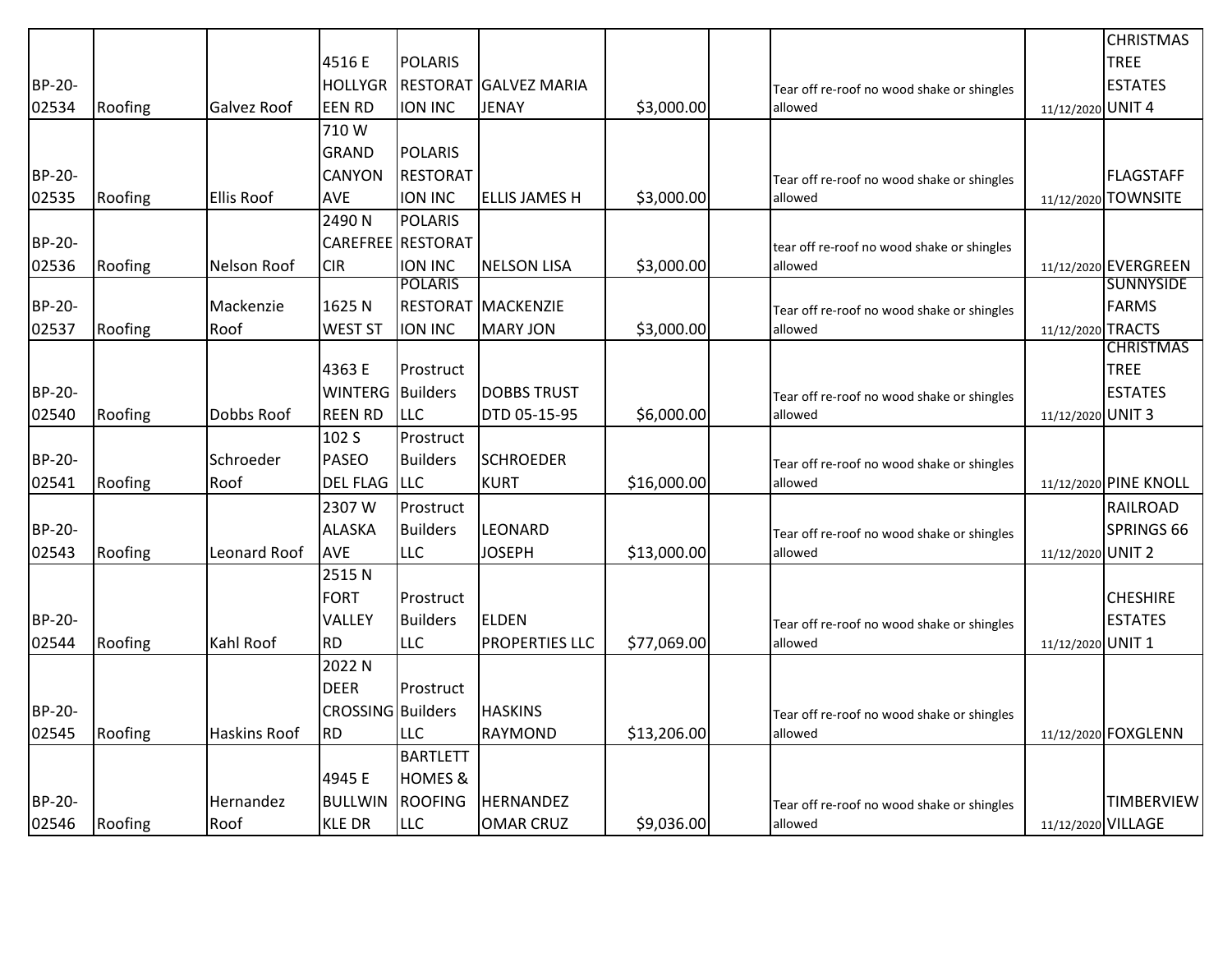| | | | | | | | | | | |
|---|---|---|---|---|---|---|---|---|---|---|
| BP-20-02534 | Roofing | Galvez Roof | 4516 E HOLLYGREEN RD | POLARIS RESTORATION INC | GALVEZ MARIA JENAY | $3,000.00 | | Tear off re-roof no wood shake or shingles allowed | 11/12/2020 | CHRISTMAS TREE ESTATES UNIT 4 |
| BP-20-02535 | Roofing | Ellis Roof | 710 W GRAND CANYON AVE | POLARIS RESTORATION INC | ELLIS JAMES H | $3,000.00 | | Tear off re-roof no wood shake or shingles allowed | 11/12/2020 | FLAGSTAFF TOWNSITE |
| BP-20-02536 | Roofing | Nelson Roof | 2490 N CAREFREE CIR | POLARIS RESTORATION INC | NELSON LISA | $3,000.00 | | tear off re-roof no wood shake or shingles allowed | 11/12/2020 | EVERGREEN |
| BP-20-02537 | Roofing | Mackenzie Roof | 1625 N WEST ST | POLARIS RESTORATION INC | MACKENZIE MARY JON | $3,000.00 | | Tear off re-roof no wood shake or shingles allowed | 11/12/2020 | SUNNYSIDE FARMS TRACTS |
| BP-20-02540 | Roofing | Dobbs Roof | 4363 E WINTERGREEN RD | Prostruct Builders LLC | DOBBS TRUST DTD 05-15-95 | $6,000.00 | | Tear off re-roof no wood shake or shingles allowed | 11/12/2020 | CHRISTMAS TREE ESTATES UNIT 3 |
| BP-20-02541 | Roofing | Schroeder Roof | 102 S PASEO DEL FLAG | Prostruct Builders LLC | SCHROEDER KURT | $16,000.00 | | Tear off re-roof no wood shake or shingles allowed | 11/12/2020 | PINE KNOLL |
| BP-20-02543 | Roofing | Leonard Roof | 2307 W ALASKA AVE | Prostruct Builders LLC | LEONARD JOSEPH | $13,000.00 | | Tear off re-roof no wood shake or shingles allowed | 11/12/2020 | RAILROAD SPRINGS 66 UNIT 2 |
| BP-20-02544 | Roofing | Kahl Roof | 2515 N FORT VALLEY RD | Prostruct Builders LLC | ELDEN PROPERTIES LLC | $77,069.00 | | Tear off re-roof no wood shake or shingles allowed | 11/12/2020 | CHESHIRE ESTATES UNIT 1 |
| BP-20-02545 | Roofing | Haskins Roof | 2022 N DEER CROSSING RD | Prostruct Builders LLC | HASKINS RAYMOND | $13,206.00 | | Tear off re-roof no wood shake or shingles allowed | 11/12/2020 | FOXGLENN |
| BP-20-02546 | Roofing | Hernandez Roof | 4945 E BULLWINKLE DR | BARTLETT HOMES & ROOFING LLC | HERNANDEZ OMAR CRUZ | $9,036.00 | | Tear off re-roof no wood shake or shingles allowed | 11/12/2020 | TIMBERVIEW VILLAGE |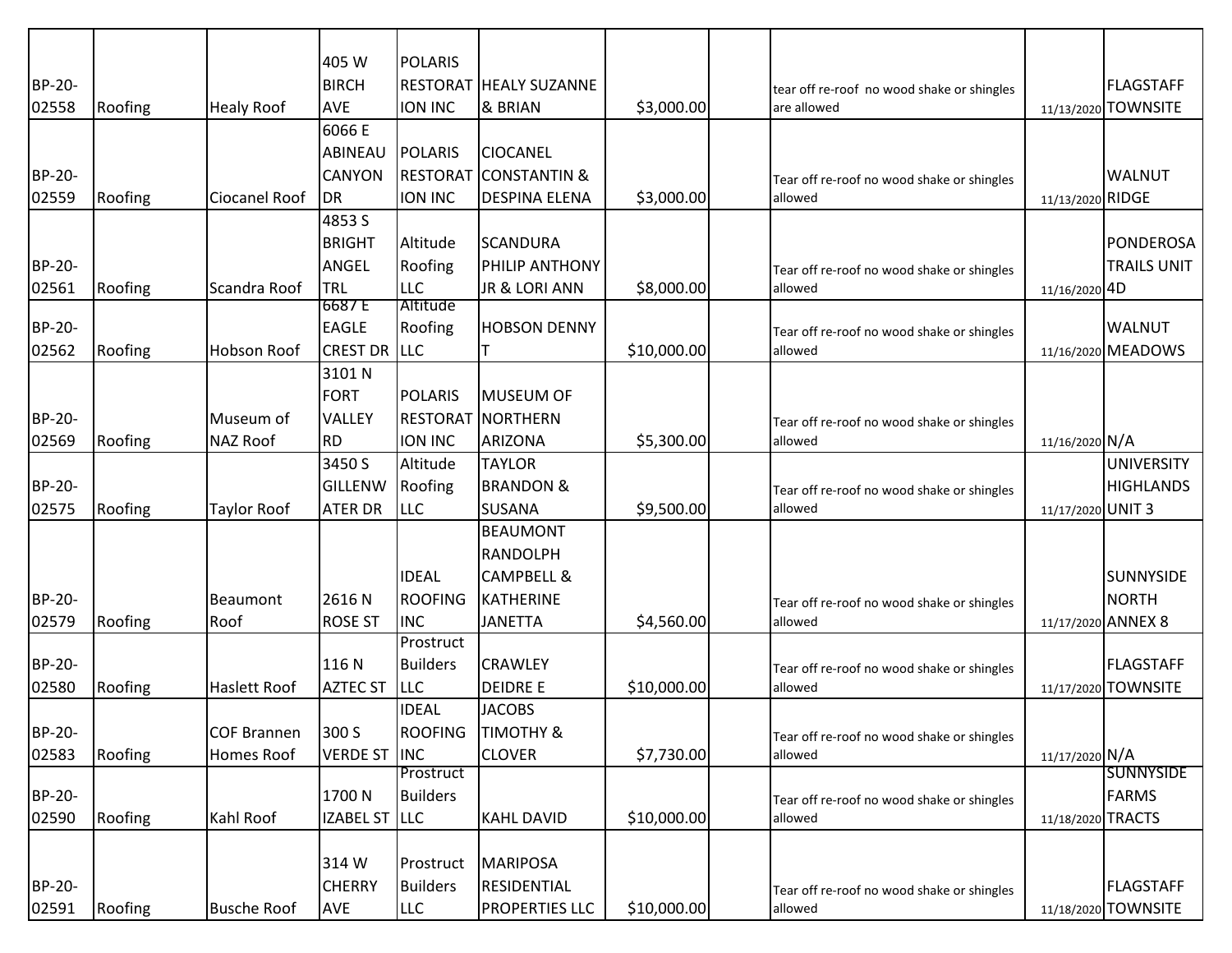| | | | | | | | | | | |
|---|---|---|---|---|---|---|---|---|---|---|
| BP-20-02558 | Roofing | Healy Roof | 405 W BIRCH AVE | POLARIS RESTORATION INC | HEALY SUZANNE & BRIAN | $3,000.00 | | tear off re-roof no wood shake or shingles are allowed | 11/13/2020 | FLAGSTAFF TOWNSITE |
| BP-20-02559 | Roofing | Ciocanel Roof | 6066 E ABINEAU CANYON DR | POLARIS RESTORATION INC | CIOCANEL CONSTANTIN & DESPINA ELENA | $3,000.00 | | Tear off re-roof no wood shake or shingles allowed | 11/13/2020 | WALNUT RIDGE |
| BP-20-02561 | Roofing | Scandra Roof | 4853 S BRIGHT ANGEL TRL | Altitude Roofing LLC | SCANDURA PHILIP ANTHONY JR & LORI ANN | $8,000.00 | | Tear off re-roof no wood shake or shingles allowed | 11/16/2020 | PONDEROSA TRAILS UNIT 4D |
| BP-20-02562 | Roofing | Hobson Roof | 6687 E EAGLE CREST DR | Altitude Roofing LLC | HOBSON DENNY T | $10,000.00 | | Tear off re-roof no wood shake or shingles allowed | 11/16/2020 | WALNUT MEADOWS |
| BP-20-02569 | Roofing | Museum of NAZ Roof | 3101 N FORT VALLEY RD | POLARIS RESTORATION INC | MUSEUM OF NORTHERN ARIZONA | $5,300.00 | | Tear off re-roof no wood shake or shingles allowed | 11/16/2020 | N/A |
| BP-20-02575 | Roofing | Taylor Roof | 3450 S GILLENWATER DR | Altitude Roofing LLC | TAYLOR BRANDON & SUSANA | $9,500.00 | | Tear off re-roof no wood shake or shingles allowed | 11/17/2020 | UNIVERSITY HIGHLANDS UNIT 3 |
| BP-20-02579 | Roofing | Beaumont Roof | 2616 N ROSE ST | IDEAL ROOFING INC | BEAUMONT RANDOLPH CAMPBELL & KATHERINE JANETTA | $4,560.00 | | Tear off re-roof no wood shake or shingles allowed | 11/17/2020 | SUNNYSIDE NORTH ANNEX 8 |
| BP-20-02580 | Roofing | Haslett Roof | 116 N AZTEC ST | Prostruct Builders LLC | CRAWLEY DEIDRE E | $10,000.00 | | Tear off re-roof no wood shake or shingles allowed | 11/17/2020 | FLAGSTAFF TOWNSITE |
| BP-20-02583 | Roofing | COF Brannen Homes Roof | 300 S VERDE ST | IDEAL ROOFING INC | JACOBS TIMOTHY & CLOVER | $7,730.00 | | Tear off re-roof no wood shake or shingles allowed | 11/17/2020 | N/A |
| BP-20-02590 | Roofing | Kahl Roof | 1700 N IZABEL ST | Prostruct Builders LLC | KAHL DAVID | $10,000.00 | | Tear off re-roof no wood shake or shingles allowed | 11/18/2020 | SUNNYSIDE FARMS TRACTS |
| BP-20-02591 | Roofing | Busche Roof | 314 W CHERRY AVE | Prostruct Builders LLC | MARIPOSA RESIDENTIAL PROPERTIES LLC | $10,000.00 | | Tear off re-roof no wood shake or shingles allowed | 11/18/2020 | FLAGSTAFF TOWNSITE |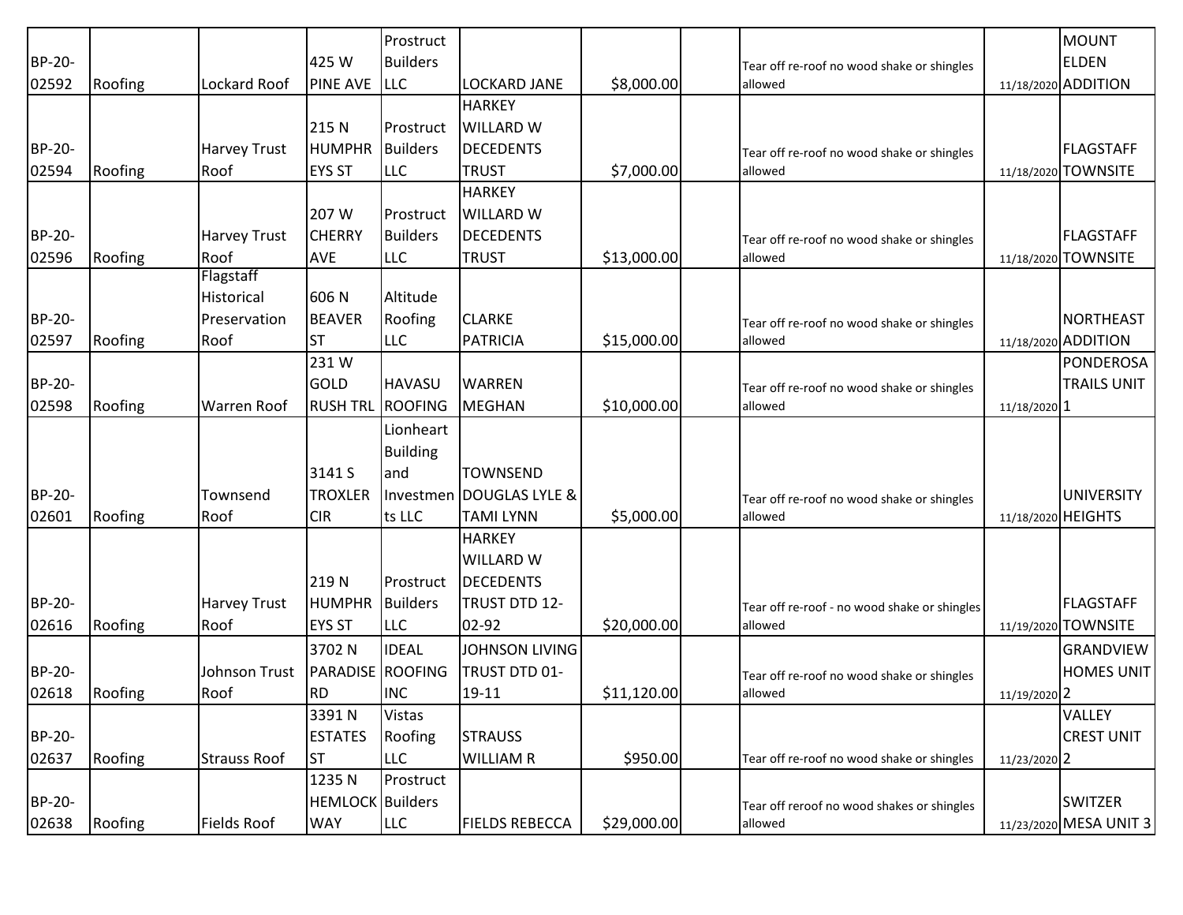| | | | | | | | | | | |
|---|---|---|---|---|---|---|---|---|---|---|
| BP-20-02592 | Roofing | Lockard Roof | 425 W PINE AVE | Prostruct Builders LLC | LOCKARD JANE | $8,000.00 | | Tear off re-roof no wood shake or shingles allowed | 11/18/2020 | MOUNT ELDEN ADDITION |
| BP-20-02594 | Roofing | Harvey Trust Roof | 215 N HUMPHREYS ST | Prostruct Builders LLC | HARKEY WILLARD W DECEDENTS TRUST | $7,000.00 | | Tear off re-roof no wood shake or shingles allowed | 11/18/2020 | FLAGSTAFF TOWNSITE |
| BP-20-02596 | Roofing | Harvey Trust Roof | 207 W CHERRY AVE | Prostruct Builders LLC | HARKEY WILLARD W DECEDENTS TRUST | $13,000.00 | | Tear off re-roof no wood shake or shingles allowed | 11/18/2020 | FLAGSTAFF TOWNSITE |
| BP-20-02597 | Roofing | Flagstaff Historical Preservation Roof | 606 N BEAVER ST | Altitude Roofing LLC | CLARKE PATRICIA | $15,000.00 | | Tear off re-roof no wood shake or shingles allowed | 11/18/2020 | NORTHEAST ADDITION |
| BP-20-02598 | Roofing | Warren Roof | 231 W GOLD RUSH TRL | HAVASU ROOFING | WARREN MEGHAN | $10,000.00 | | Tear off re-roof no wood shake or shingles allowed | 11/18/2020 | PONDEROSA TRAILS UNIT 1 |
| BP-20-02601 | Roofing | Townsend Roof | 3141 S TROXLER CIR | Lionheart Building and Investments LLC | TOWNSEND DOUGLAS LYLE & TAMI LYNN | $5,000.00 | | Tear off re-roof no wood shake or shingles allowed | 11/18/2020 | UNIVERSITY HEIGHTS |
| BP-20-02616 | Roofing | Harvey Trust Roof | 219 N HUMPHREYS ST | Prostruct Builders LLC | HARKEY WILLARD W DECEDENTS TRUST DTD 12-02-92 | $20,000.00 | | Tear off re-roof - no wood shake or shingles allowed | 11/19/2020 | FLAGSTAFF TOWNSITE |
| BP-20-02618 | Roofing | Johnson Trust Roof | 3702 N PARADISE RD | IDEAL ROOFING INC | JOHNSON LIVING TRUST DTD 01-19-11 | $11,120.00 | | Tear off re-roof no wood shake or shingles allowed | 11/19/2020 | GRANDVIEW HOMES UNIT 2 |
| BP-20-02637 | Roofing | Strauss Roof | 3391 N ESTATES ST | Vistas Roofing LLC | STRAUSS WILLIAM R | $950.00 | | Tear off re-roof no wood shake or shingles | 11/23/2020 | VALLEY CREST UNIT 2 |
| BP-20-02638 | Roofing | Fields Roof | 1235 N HEMLOCK WAY | Prostruct Builders LLC | FIELDS REBECCA | $29,000.00 | | Tear off reroof no wood shakes or shingles allowed | 11/23/2020 | SWITZER MESA UNIT 3 |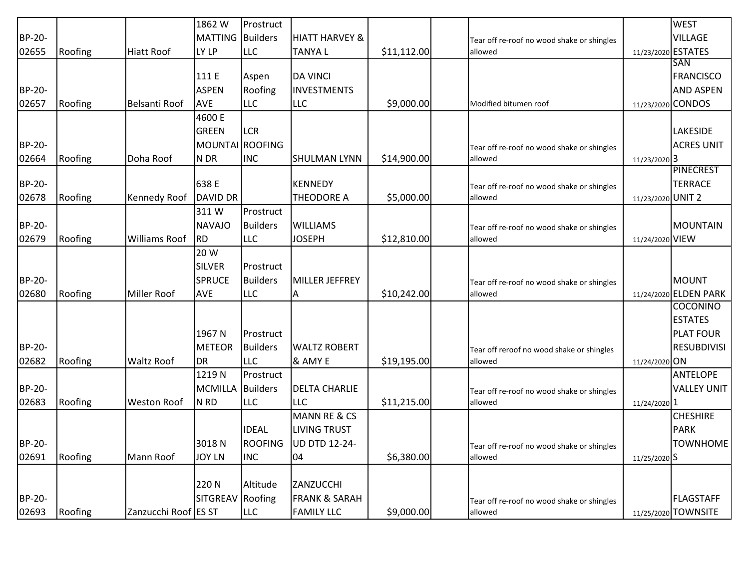| | | | | | | | | | | |
|---|---|---|---|---|---|---|---|---|---|---|
| BP-20-02655 | Roofing | Hiatt Roof | 1862 W MATTINGLY LP | Prostruct Builders LLC | HIATT HARVEY & TANYA L | $11,112.00 | | Tear off re-roof no wood shake or shingles allowed | 11/23/2020 | WEST VILLAGE ESTATES |
| BP-20-02657 | Roofing | Belsanti Roof | 111 E ASPEN AVE | Aspen Roofing LLC | DA VINCI INVESTMENTS LLC | $9,000.00 | | Modified bitumen roof | 11/23/2020 | SAN FRANCISCO AND ASPEN CONDOS |
| BP-20-02664 | Roofing | Doha Roof | 4600 E GREEN MOUNTAIN DR | LCR ROOFING INC | SHULMAN LYNN | $14,900.00 | | Tear off re-roof no wood shake or shingles allowed | 11/23/2020 | LAKESIDE ACRES UNIT 3 |
| BP-20-02678 | Roofing | Kennedy Roof | 638 E DAVID DR | | KENNEDY THEODORE A | $5,000.00 | | Tear off re-roof no wood shake or shingles allowed | 11/23/2020 | PINECREST TERRACE UNIT 2 |
| BP-20-02679 | Roofing | Williams Roof | 311 W NAVAJO RD | Prostruct Builders LLC | WILLIAMS JOSEPH | $12,810.00 | | Tear off re-roof no wood shake or shingles allowed | 11/24/2020 | MOUNTAIN VIEW |
| BP-20-02680 | Roofing | Miller Roof | 20 W SILVER SPRUCE AVE | Prostruct Builders LLC | MILLER JEFFREY A | $10,242.00 | | Tear off re-roof no wood shake or shingles allowed | 11/24/2020 | MOUNT ELDEN PARK |
| BP-20-02682 | Roofing | Waltz Roof | 1967 N METEOR DR | Prostruct Builders LLC | WALTZ ROBERT & AMY E | $19,195.00 | | Tear off reroof no wood shake or shingles allowed | 11/24/2020 | COCONINO ESTATES PLAT FOUR RESUBDIVISION |
| BP-20-02683 | Roofing | Weston Roof | 1219 N MCMILLAN RD | Prostruct Builders LLC | DELTA CHARLIE LLC | $11,215.00 | | Tear off re-roof no wood shake or shingles allowed | 11/24/2020 | ANTELOPE VALLEY UNIT 1 |
| BP-20-02691 | Roofing | Mann Roof | 3018 N JOY LN | IDEAL ROOFING INC | MANN RE & CS LIVING TRUST UD DTD 12-24-04 | $6,380.00 | | Tear off re-roof no wood shake or shingles allowed | 11/25/2020 | CHESHIRE PARK TOWNHOMES |
| BP-20-02693 | Roofing | Zanzucchi Roof | 220 N SITGREAVES ST | Altitude Roofing LLC | ZANZUCCHI FRANK & SARAH FAMILY LLC | $9,000.00 | | Tear off re-roof no wood shake or shingles allowed | 11/25/2020 | FLAGSTAFF TOWNSITE |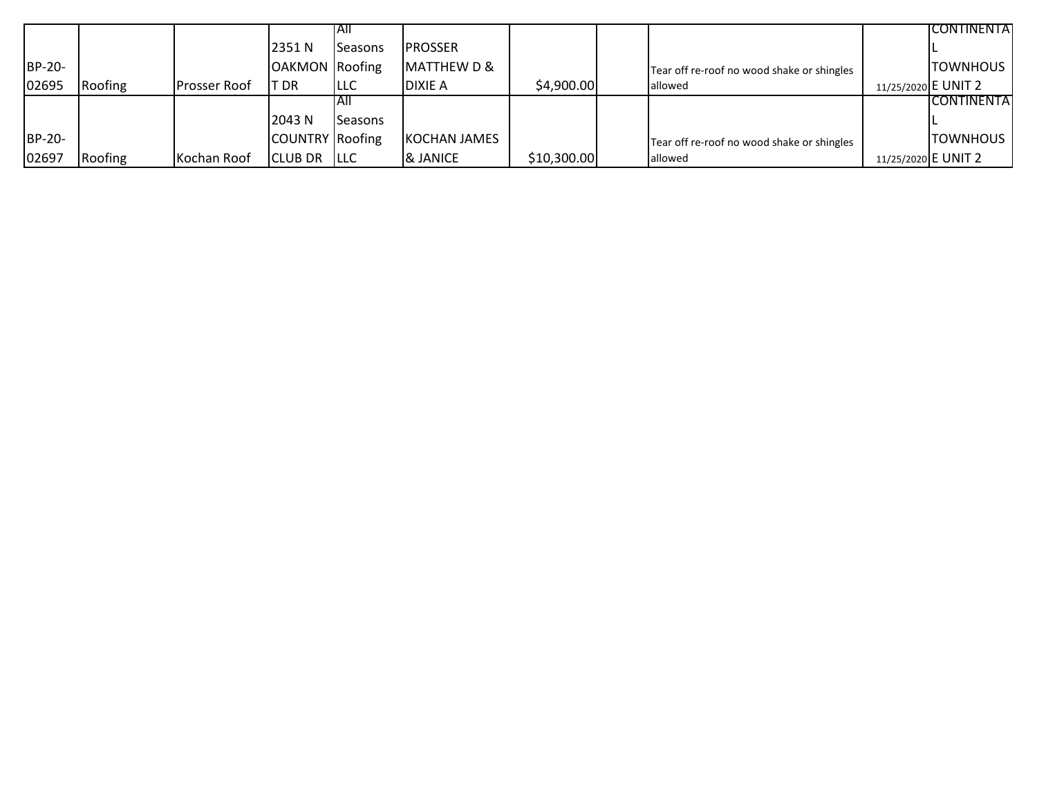| | | | | | | | | | | |
|---|---|---|---|---|---|---|---|---|---|---|
| BP-20-02695 | Roofing | Prosser Roof | 2351 N OAKMONT DR | All Seasons Roofing LLC | PROSSER MATTHEW D & DIXIE A | $4,900.00 | | Tear off re-roof no wood shake or shingles allowed | 11/25/2020 | CONTINENTAL TOWNHOUSE UNIT 2 |
| BP-20-02697 | Roofing | Kochan Roof | 2043 N COUNTRY CLUB DR | All Seasons Roofing LLC | KOCHAN JAMES & JANICE | $10,300.00 | | Tear off re-roof no wood shake or shingles allowed | 11/25/2020 | CONTINENTAL TOWNHOUSE UNIT 2 |